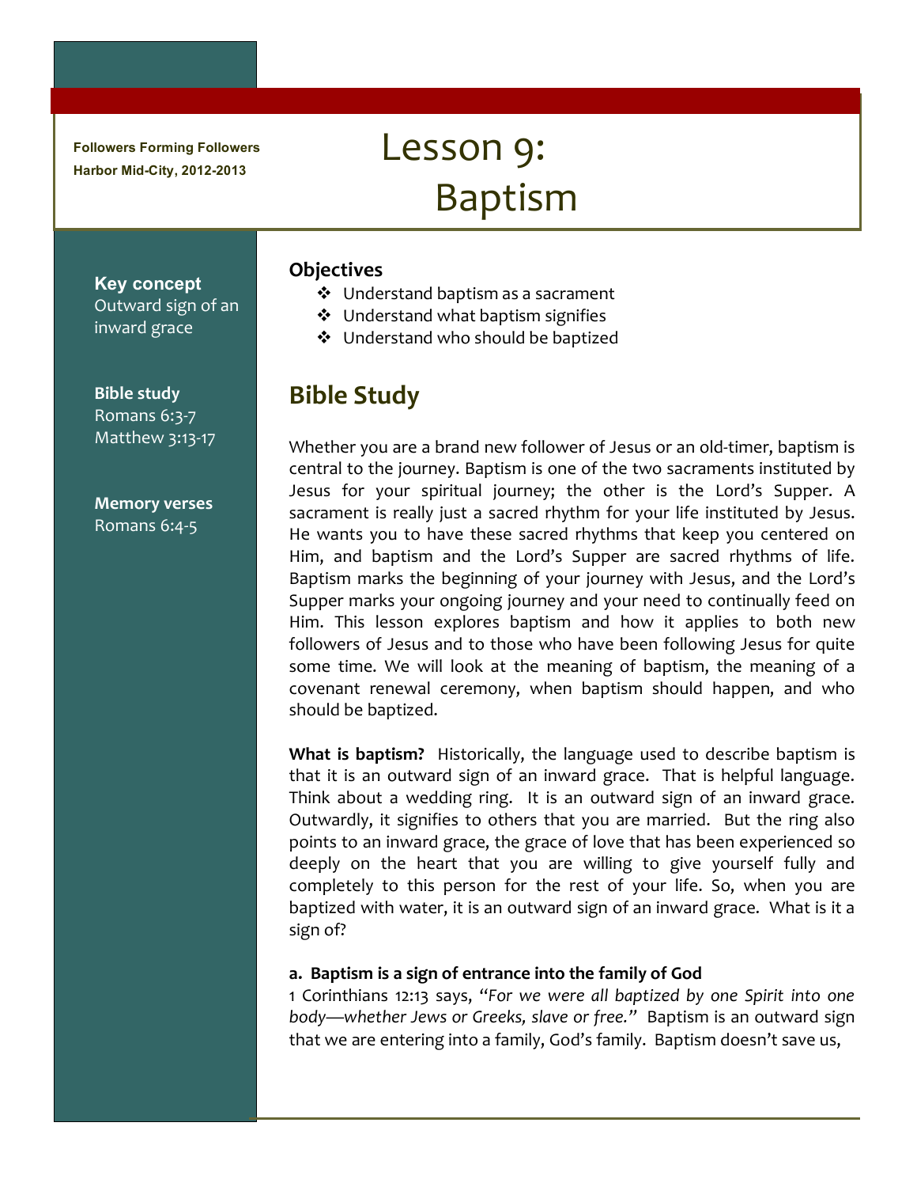Followers Forming Followers
Harbor Mid-City, 2012-2013

# Lesson 9: Baptism

**Key concept**
Outward sign of an inward grace

**Bible study**
Romans 6:3-7
Matthew 3:13-17

**Memory verses**
Romans 6:4-5

### Objectives

- Understand baptism as a sacrament
- Understand what baptism signifies
- Understand who should be baptized

## Bible Study

Whether you are a brand new follower of Jesus or an old-timer, baptism is central to the journey. Baptism is one of the two sacraments instituted by Jesus for your spiritual journey; the other is the Lord's Supper. A sacrament is really just a sacred rhythm for your life instituted by Jesus. He wants you to have these sacred rhythms that keep you centered on Him, and baptism and the Lord's Supper are sacred rhythms of life. Baptism marks the beginning of your journey with Jesus, and the Lord's Supper marks your ongoing journey and your need to continually feed on Him. This lesson explores baptism and how it applies to both new followers of Jesus and to those who have been following Jesus for quite some time. We will look at the meaning of baptism, the meaning of a covenant renewal ceremony, when baptism should happen, and who should be baptized.

**What is baptism?** Historically, the language used to describe baptism is that it is an outward sign of an inward grace. That is helpful language. Think about a wedding ring. It is an outward sign of an inward grace. Outwardly, it signifies to others that you are married. But the ring also points to an inward grace, the grace of love that has been experienced so deeply on the heart that you are willing to give yourself fully and completely to this person for the rest of your life. So, when you are baptized with water, it is an outward sign of an inward grace. What is it a sign of?

**a. Baptism is a sign of entrance into the family of God**

1 Corinthians 12:13 says, "*For we were all baptized by one Spirit into one body—whether Jews or Greeks, slave or free.*" Baptism is an outward sign that we are entering into a family, God's family. Baptism doesn't save us,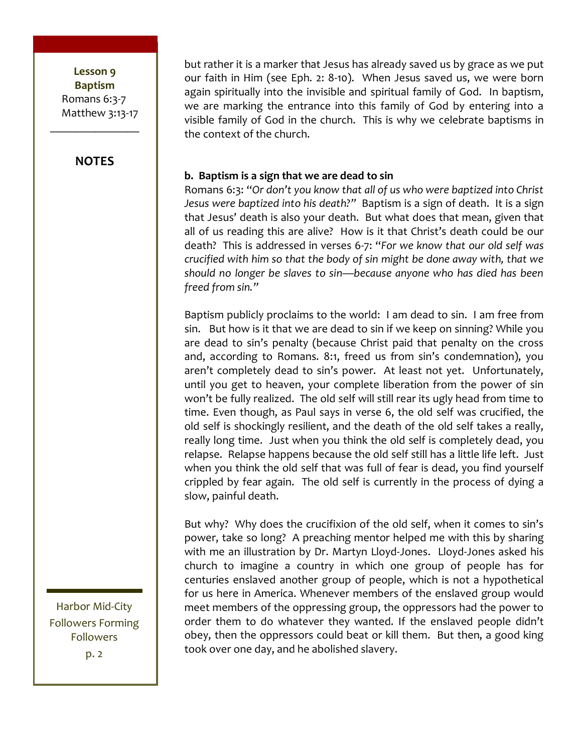but rather it is a marker that Jesus has already saved us by grace as we put our faith in Him (see Eph. 2: 8-10). When Jesus saved us, we were born again spiritually into the invisible and spiritual family of God. In baptism, we are marking the entrance into this family of God by entering into a visible family of God in the church. This is why we celebrate baptisms in the context of the church.

**b. Baptism is a sign that we are dead to sin**

Romans 6:3: *"Or don't you know that all of us who were baptized into Christ Jesus were baptized into his death?"* Baptism is a sign of death. It is a sign that Jesus' death is also your death. But what does that mean, given that all of us reading this are alive? How is it that Christ's death could be our death? This is addressed in verses 6-7: *"For we know that our old self was crucified with him so that the body of sin might be done away with, that we should no longer be slaves to sin—because anyone who has died has been freed from sin."*

Baptism publicly proclaims to the world: I am dead to sin. I am free from sin. But how is it that we are dead to sin if we keep on sinning? While you are dead to sin's penalty (because Christ paid that penalty on the cross and, according to Romans. 8:1, freed us from sin's condemnation), you aren't completely dead to sin's power. At least not yet. Unfortunately, until you get to heaven, your complete liberation from the power of sin won't be fully realized. The old self will still rear its ugly head from time to time. Even though, as Paul says in verse 6, the old self was crucified, the old self is shockingly resilient, and the death of the old self takes a really, really long time. Just when you think the old self is completely dead, you relapse. Relapse happens because the old self still has a little life left. Just when you think the old self that was full of fear is dead, you find yourself crippled by fear again. The old self is currently in the process of dying a slow, painful death.

But why? Why does the crucifixion of the old self, when it comes to sin's power, take so long? A preaching mentor helped me with this by sharing with me an illustration by Dr. Martyn Lloyd-Jones. Lloyd-Jones asked his church to imagine a country in which one group of people has for centuries enslaved another group of people, which is not a hypothetical for us here in America. Whenever members of the enslaved group would meet members of the oppressing group, the oppressors had the power to order them to do whatever they wanted. If the enslaved people didn't obey, then the oppressors could beat or kill them. But then, a good king took over one day, and he abolished slavery.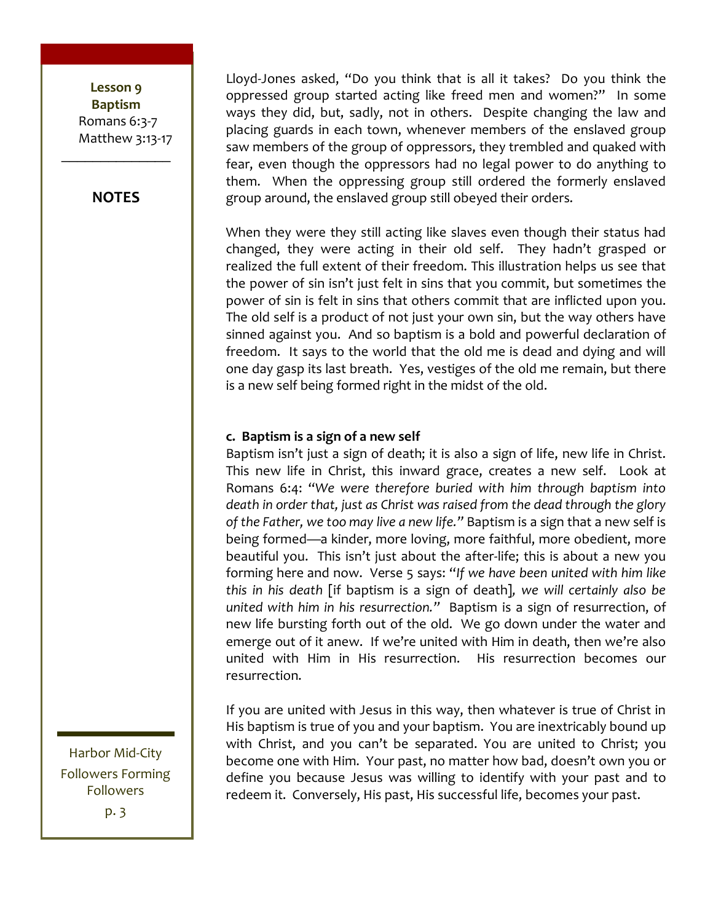Lloyd-Jones asked, "Do you think that is all it takes? Do you think the oppressed group started acting like freed men and women?" In some ways they did, but, sadly, not in others. Despite changing the law and placing guards in each town, whenever members of the enslaved group saw members of the group of oppressors, they trembled and quaked with fear, even though the oppressors had no legal power to do anything to them. When the oppressing group still ordered the formerly enslaved group around, the enslaved group still obeyed their orders.

When they were they still acting like slaves even though their status had changed, they were acting in their old self. They hadn't grasped or realized the full extent of their freedom. This illustration helps us see that the power of sin isn't just felt in sins that you commit, but sometimes the power of sin is felt in sins that others commit that are inflicted upon you. The old self is a product of not just your own sin, but the way others have sinned against you. And so baptism is a bold and powerful declaration of freedom. It says to the world that the old me is dead and dying and will one day gasp its last breath. Yes, vestiges of the old me remain, but there is a new self being formed right in the midst of the old.

**c. Baptism is a sign of a new self**

Baptism isn't just a sign of death; it is also a sign of life, new life in Christ. This new life in Christ, this inward grace, creates a new self. Look at Romans 6:4: *"We were therefore buried with him through baptism into death in order that, just as Christ was raised from the dead through the glory of the Father, we too may live a new life."* Baptism is a sign that a new self is being formed—a kinder, more loving, more faithful, more obedient, more beautiful you. This isn't just about the after-life; this is about a new you forming here and now. Verse 5 says: *"If we have been united with him like this in his death* [if baptism is a sign of death]*, we will certainly also be united with him in his resurrection."* Baptism is a sign of resurrection, of new life bursting forth out of the old. We go down under the water and emerge out of it anew. If we're united with Him in death, then we're also united with Him in His resurrection. His resurrection becomes our resurrection.

If you are united with Jesus in this way, then whatever is true of Christ in His baptism is true of you and your baptism. You are inextricably bound up with Christ, and you can't be separated. You are united to Christ; you become one with Him. Your past, no matter how bad, doesn't own you or define you because Jesus was willing to identify with your past and to redeem it. Conversely, His past, His successful life, becomes your past.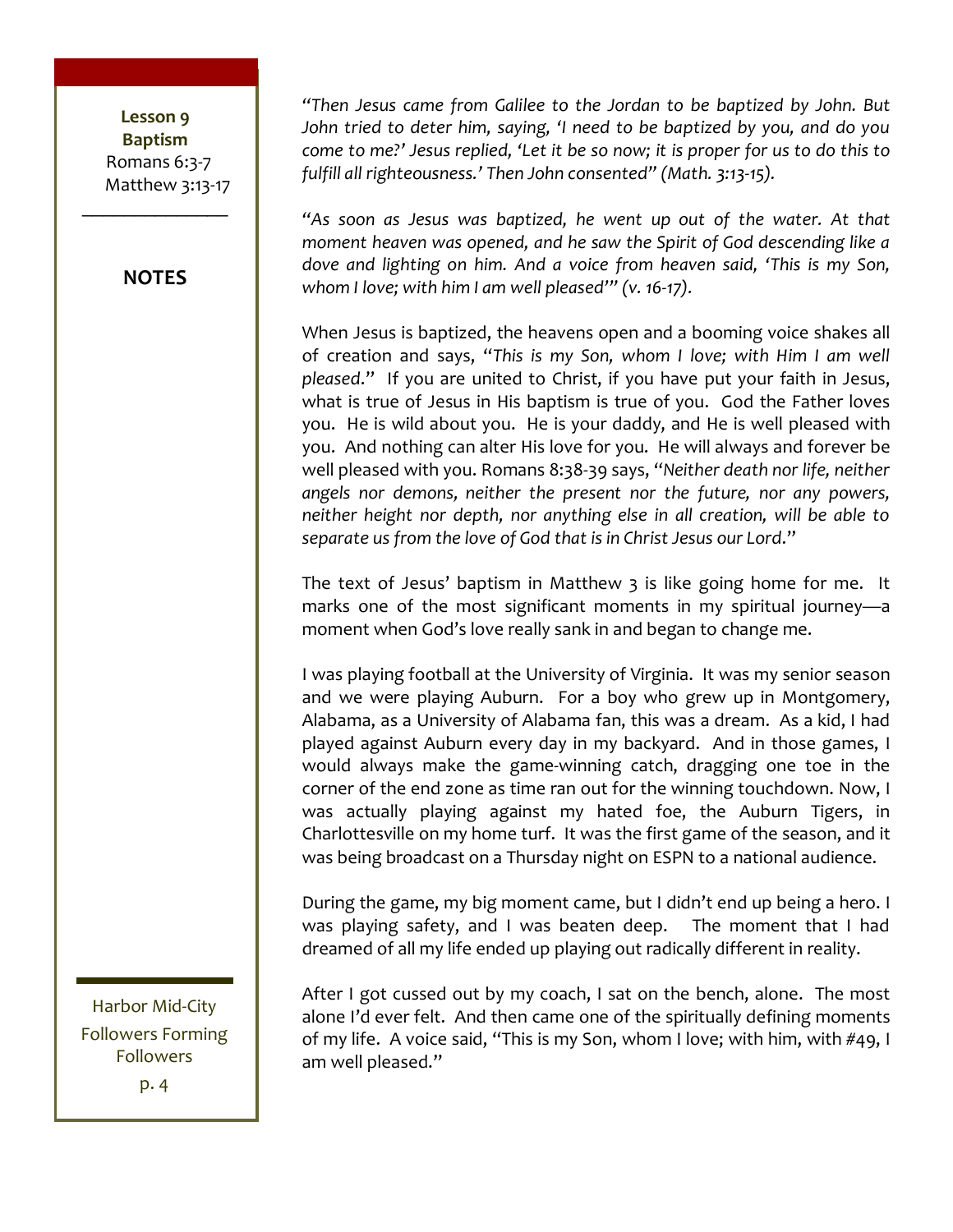**Lesson 9**
**Baptism**
Romans 6:3-7
Matthew 3:13-17

**NOTES**

*"Then Jesus came from Galilee to the Jordan to be baptized by John. But John tried to deter him, saying, 'I need to be baptized by you, and do you come to me?' Jesus replied, 'Let it be so now; it is proper for us to do this to fulfill all righteousness.' Then John consented" (Math. 3:13-15).*

*"As soon as Jesus was baptized, he went up out of the water. At that moment heaven was opened, and he saw the Spirit of God descending like a dove and lighting on him. And a voice from heaven said, 'This is my Son, whom I love; with him I am well pleased'" (v. 16-17).*

When Jesus is baptized, the heavens open and a booming voice shakes all of creation and says, "*This is my Son, whom I love; with Him I am well pleased*." If you are united to Christ, if you have put your faith in Jesus, what is true of Jesus in His baptism is true of you. God the Father loves you. He is wild about you. He is your daddy, and He is well pleased with you. And nothing can alter His love for you. He will always and forever be well pleased with you. Romans 8:38-39 says, "*Neither death nor life, neither angels nor demons, neither the present nor the future, nor any powers, neither height nor depth, nor anything else in all creation, will be able to separate us from the love of God that is in Christ Jesus our Lord*."

The text of Jesus' baptism in Matthew 3 is like going home for me. It marks one of the most significant moments in my spiritual journey—a moment when God's love really sank in and began to change me.

I was playing football at the University of Virginia. It was my senior season and we were playing Auburn. For a boy who grew up in Montgomery, Alabama, as a University of Alabama fan, this was a dream. As a kid, I had played against Auburn every day in my backyard. And in those games, I would always make the game-winning catch, dragging one toe in the corner of the end zone as time ran out for the winning touchdown. Now, I was actually playing against my hated foe, the Auburn Tigers, in Charlottesville on my home turf. It was the first game of the season, and it was being broadcast on a Thursday night on ESPN to a national audience.

During the game, my big moment came, but I didn't end up being a hero. I was playing safety, and I was beaten deep. The moment that I had dreamed of all my life ended up playing out radically different in reality.

After I got cussed out by my coach, I sat on the bench, alone. The most alone I'd ever felt. And then came one of the spiritually defining moments of my life. A voice said, "This is my Son, whom I love; with him, with #49, I am well pleased."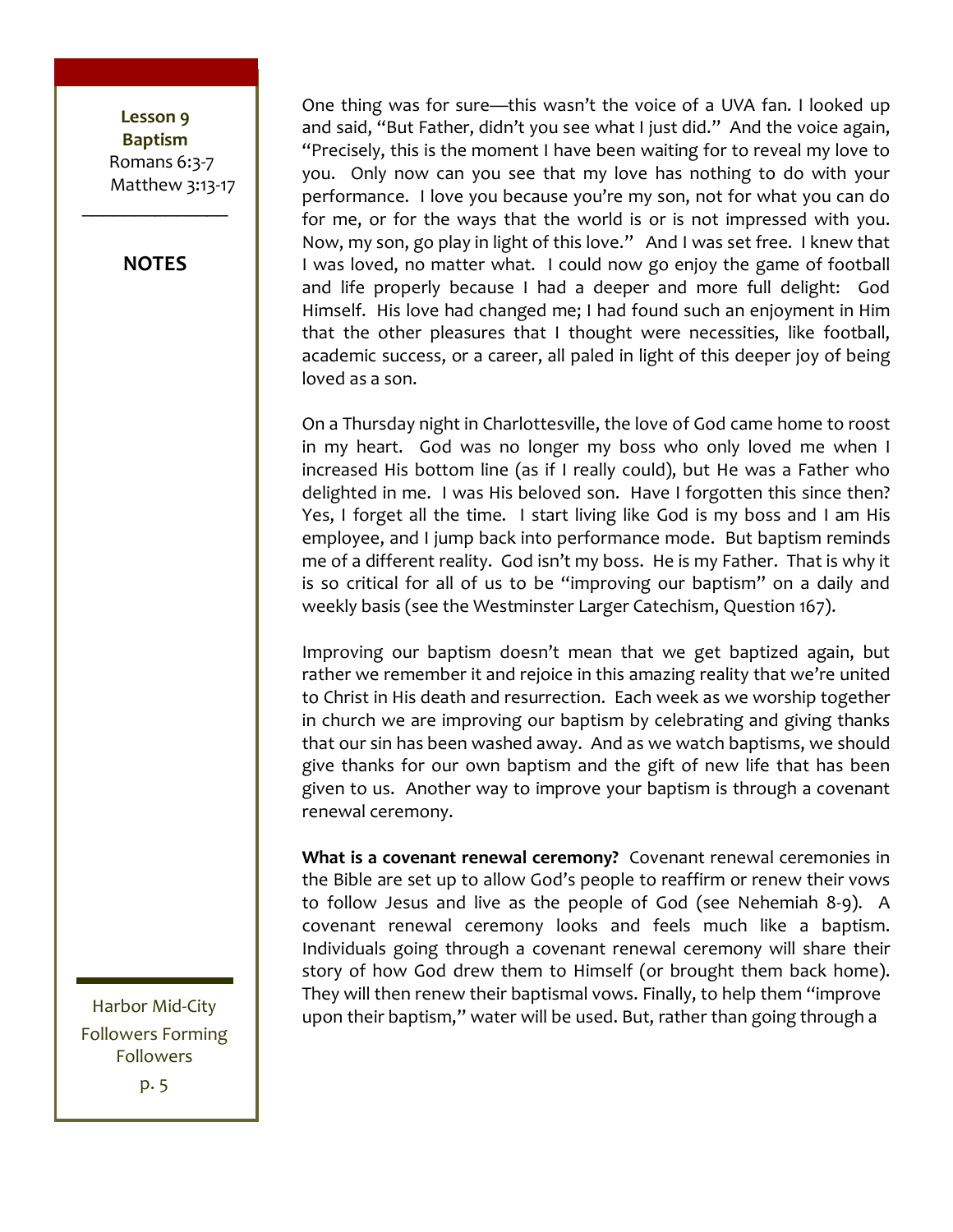One thing was for sure—this wasn't the voice of a UVA fan. I looked up and said, "But Father, didn't you see what I just did." And the voice again, "Precisely, this is the moment I have been waiting for to reveal my love to you. Only now can you see that my love has nothing to do with your performance. I love you because you're my son, not for what you can do for me, or for the ways that the world is or is not impressed with you. Now, my son, go play in light of this love." And I was set free. I knew that I was loved, no matter what. I could now go enjoy the game of football and life properly because I had a deeper and more full delight: God Himself. His love had changed me; I had found such an enjoyment in Him that the other pleasures that I thought were necessities, like football, academic success, or a career, all paled in light of this deeper joy of being loved as a son.

On a Thursday night in Charlottesville, the love of God came home to roost in my heart. God was no longer my boss who only loved me when I increased His bottom line (as if I really could), but He was a Father who delighted in me. I was His beloved son. Have I forgotten this since then? Yes, I forget all the time. I start living like God is my boss and I am His employee, and I jump back into performance mode. But baptism reminds me of a different reality. God isn't my boss. He is my Father. That is why it is so critical for all of us to be "improving our baptism" on a daily and weekly basis (see the Westminster Larger Catechism, Question 167).

Improving our baptism doesn't mean that we get baptized again, but rather we remember it and rejoice in this amazing reality that we're united to Christ in His death and resurrection. Each week as we worship together in church we are improving our baptism by celebrating and giving thanks that our sin has been washed away. And as we watch baptisms, we should give thanks for our own baptism and the gift of new life that has been given to us. Another way to improve your baptism is through a covenant renewal ceremony.

**What is a covenant renewal ceremony?** Covenant renewal ceremonies in the Bible are set up to allow God's people to reaffirm or renew their vows to follow Jesus and live as the people of God (see Nehemiah 8-9). A covenant renewal ceremony looks and feels much like a baptism. Individuals going through a covenant renewal ceremony will share their story of how God drew them to Himself (or brought them back home). They will then renew their baptismal vows. Finally, to help them "improve upon their baptism," water will be used. But, rather than going through a

**Lesson 9**
**Baptism**
Romans 6:3-7
Matthew 3:13-17

**NOTES**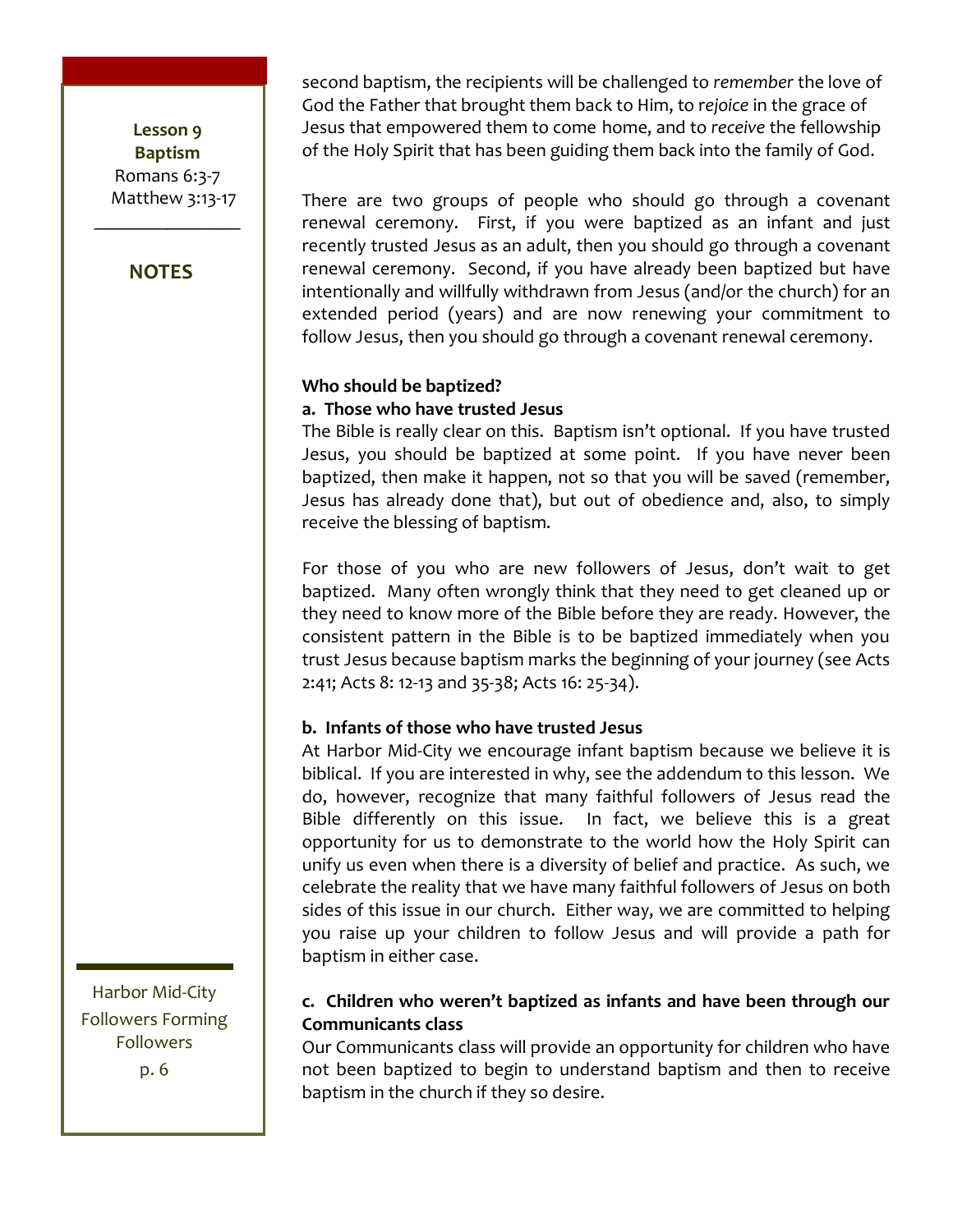second baptism, the recipients will be challenged to *remember* the love of God the Father that brought them back to Him, to *rejoice* in the grace of Jesus that empowered them to come home, and to *receive* the fellowship of the Holy Spirit that has been guiding them back into the family of God.

There are two groups of people who should go through a covenant renewal ceremony. First, if you were baptized as an infant and just recently trusted Jesus as an adult, then you should go through a covenant renewal ceremony. Second, if you have already been baptized but have intentionally and willfully withdrawn from Jesus (and/or the church) for an extended period (years) and are now renewing your commitment to follow Jesus, then you should go through a covenant renewal ceremony.

**Who should be baptized?**

**a. Those who have trusted Jesus**

The Bible is really clear on this. Baptism isn't optional. If you have trusted Jesus, you should be baptized at some point. If you have never been baptized, then make it happen, not so that you will be saved (remember, Jesus has already done that), but out of obedience and, also, to simply receive the blessing of baptism.

For those of you who are new followers of Jesus, don't wait to get baptized. Many often wrongly think that they need to get cleaned up or they need to know more of the Bible before they are ready. However, the consistent pattern in the Bible is to be baptized immediately when you trust Jesus because baptism marks the beginning of your journey (see Acts 2:41; Acts 8: 12-13 and 35-38; Acts 16: 25-34).

**b. Infants of those who have trusted Jesus**

At Harbor Mid-City we encourage infant baptism because we believe it is biblical. If you are interested in why, see the addendum to this lesson. We do, however, recognize that many faithful followers of Jesus read the Bible differently on this issue. In fact, we believe this is a great opportunity for us to demonstrate to the world how the Holy Spirit can unify us even when there is a diversity of belief and practice. As such, we celebrate the reality that we have many faithful followers of Jesus on both sides of this issue in our church. Either way, we are committed to helping you raise up your children to follow Jesus and will provide a path for baptism in either case.

**c. Children who weren't baptized as infants and have been through our Communicants class**

Our Communicants class will provide an opportunity for children who have not been baptized to begin to understand baptism and then to receive baptism in the church if they so desire.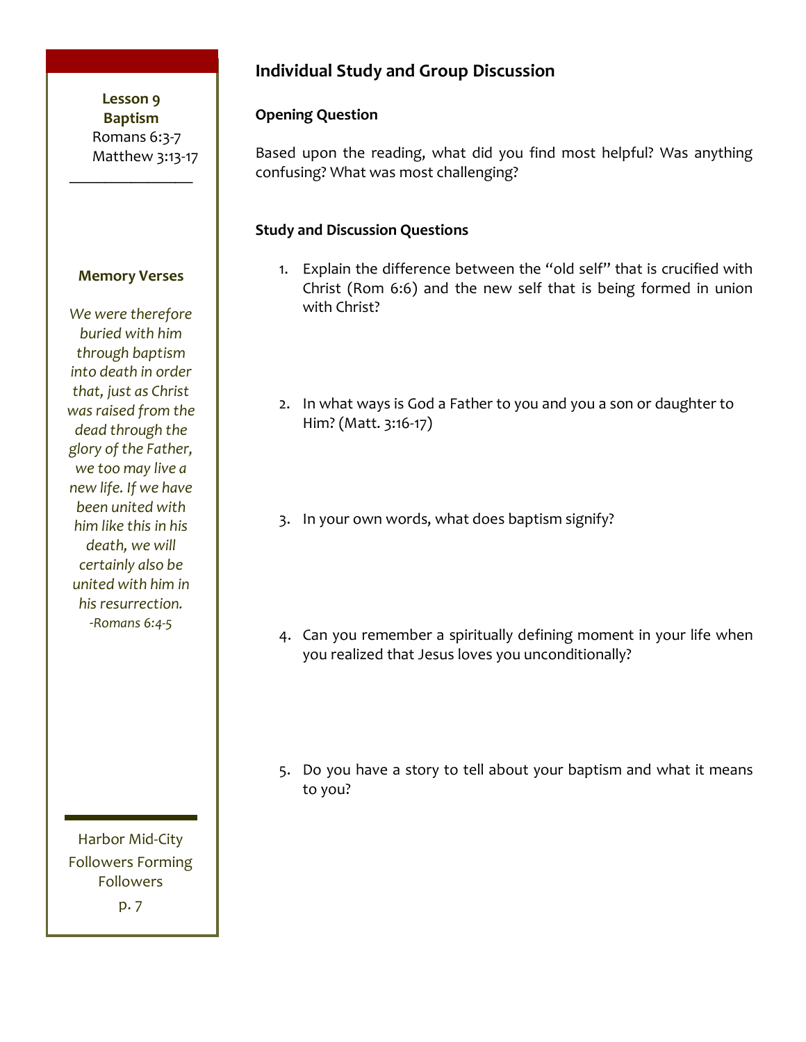**Lesson 9**
**Baptism**
Romans 6:3-7
Matthew 3:13-17

**Memory Verses**

*We were therefore buried with him through baptism into death in order that, just as Christ was raised from the dead through the glory of the Father, we too may live a new life. If we have been united with him like this in his death, we will certainly also be united with him in his resurrection.*
*-Romans 6:4-5*

Harbor Mid-City
Followers Forming Followers

## Individual Study and Group Discussion

### Opening Question

Based upon the reading, what did you find most helpful? Was anything confusing? What was most challenging?

### Study and Discussion Questions

1. Explain the difference between the "old self" that is crucified with Christ (Rom 6:6) and the new self that is being formed in union with Christ?
2. In what ways is God a Father to you and you a son or daughter to Him? (Matt. 3:16-17)
3. In your own words, what does baptism signify?
4. Can you remember a spiritually defining moment in your life when you realized that Jesus loves you unconditionally?
5. Do you have a story to tell about your baptism and what it means to you?